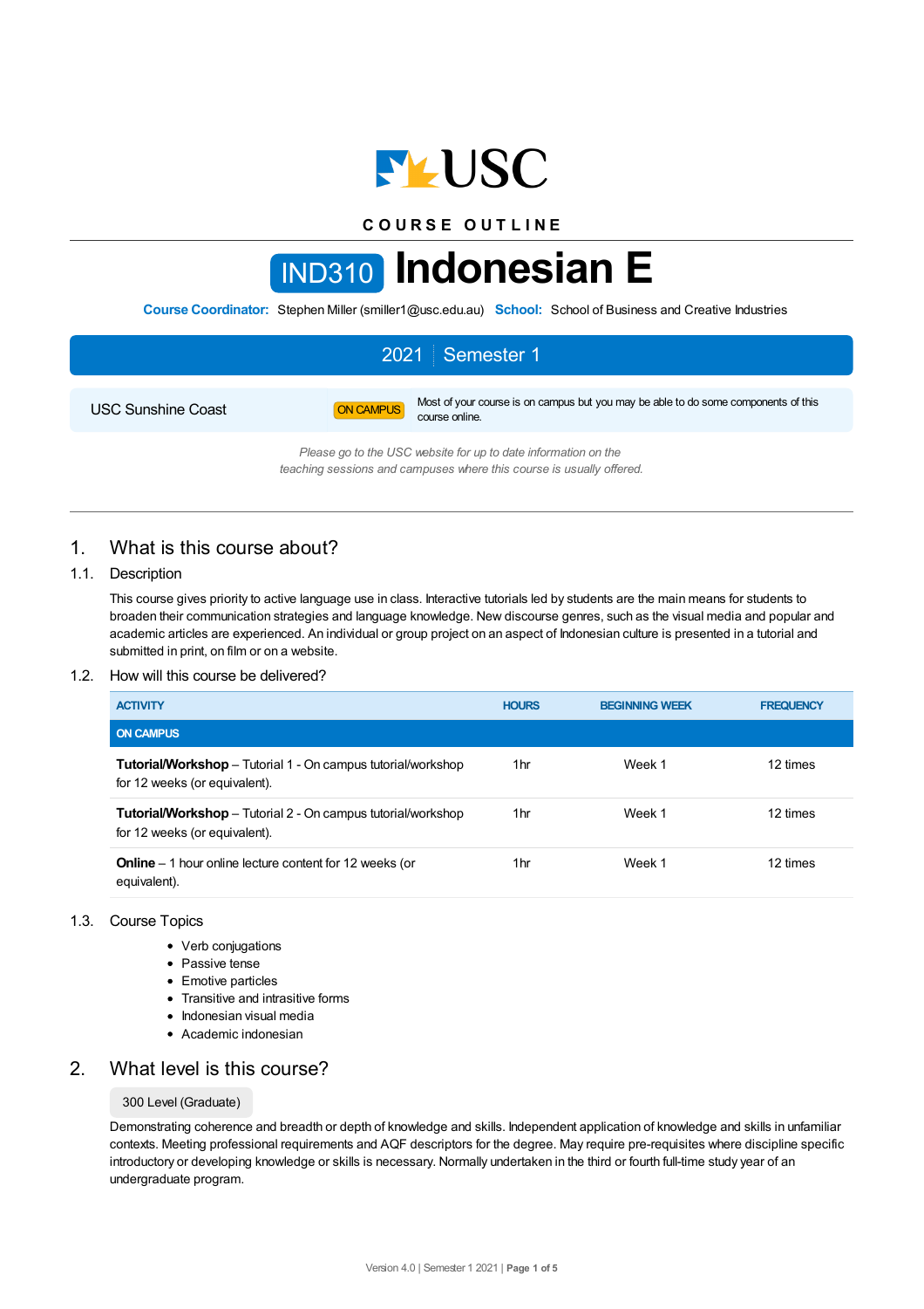COURSE OUTLINE

# IND310 Indonesian E

**Course Coordinator:** Stephen Miller (smiller1@usc.edu.au) **School:** School of Business and Creative Industries

## 2021 | Semester 1

| | | |
|---|---|---|
| USC Sunshine Coast | ON CAMPUS | Most of your course is on campus but you may be able to do some components of this course online. |

*Please go to the USC website for up to date information on the teaching sessions and campuses where this course is usually offered.*

## 1. What is this course about?

### 1.1. Description

This course gives priority to active language use in class. Interactive tutorials led by students are the main means for students to broaden their communication strategies and language knowledge. New discourse genres, such as the visual media and popular and academic articles are experienced. An individual or group project on an aspect of Indonesian culture is presented in a tutorial and submitted in print, on film or on a website.

### 1.2. How will this course be delivered?

| ACTIVITY | HOURS | BEGINNING WEEK | FREQUENCY |
|---|---|---|---|
| **ON CAMPUS** | | | |
| **Tutorial/Workshop** – Tutorial 1 - On campus tutorial/workshop for 12 weeks (or equivalent). | 1hr | Week 1 | 12 times |
| **Tutorial/Workshop** – Tutorial 2 - On campus tutorial/workshop for 12 weeks (or equivalent). | 1hr | Week 1 | 12 times |
| **Online** – 1 hour online lecture content for 12 weeks (or equivalent). | 1hr | Week 1 | 12 times |

### 1.3. Course Topics

- Verb conjugations
- Passive tense
- Emotive particles
- Transitive and intrasitive forms
- Indonesian visual media
- Academic indonesian

## 2. What level is this course?

300 Level (Graduate)

Demonstrating coherence and breadth or depth of knowledge and skills. Independent application of knowledge and skills in unfamiliar contexts. Meeting professional requirements and AQF descriptors for the degree. May require pre-requisites where discipline specific introductory or developing knowledge or skills is necessary. Normally undertaken in the third or fourth full-time study year of an undergraduate program.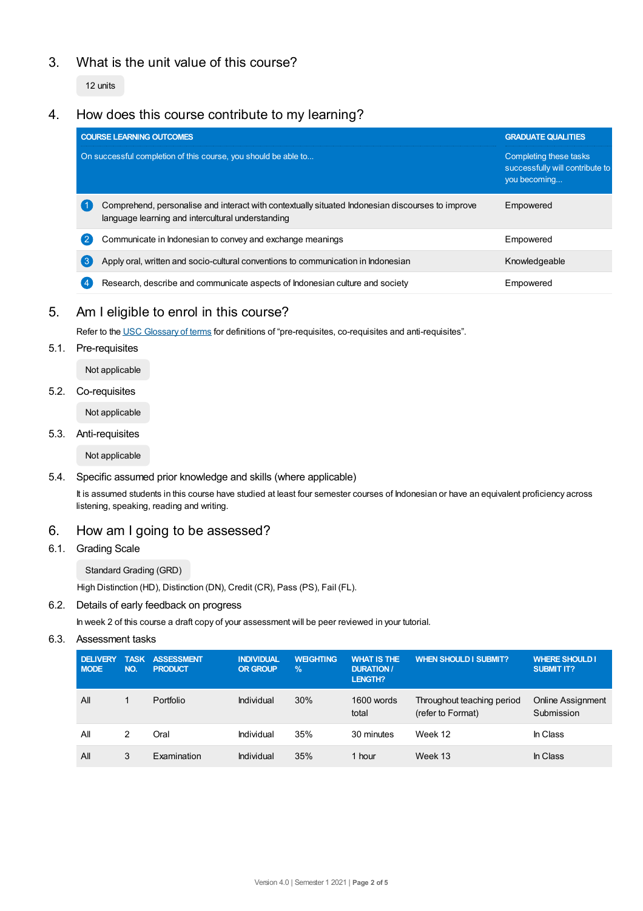## 3. What is the unit value of this course?

12 units

## 4. How does this course contribute to my learning?

| COURSE LEARNING OUTCOMES<br>On successful completion of this course, you should be able to... | GRADUATE QUALITIES<br>Completing these tasks successfully will contribute to you becoming... |
|---|---|
| 1 Comprehend, personalise and interact with contextually situated Indonesian discourses to improve language learning and intercultural understanding | Empowered |
| 2 Communicate in Indonesian to convey and exchange meanings | Empowered |
| 3 Apply oral, written and socio-cultural conventions to communication in Indonesian | Knowledgeable |
| 4 Research, describe and communicate aspects of Indonesian culture and society | Empowered |

## 5. Am I eligible to enrol in this course?

Refer to the USC Glossary of terms for definitions of "pre-requisites, co-requisites and anti-requisites".

### 5.1. Pre-requisites

Not applicable

### 5.2. Co-requisites

Not applicable

### 5.3. Anti-requisites

Not applicable

### 5.4. Specific assumed prior knowledge and skills (where applicable)

It is assumed students in this course have studied at least four semester courses of Indonesian or have an equivalent proficiency across listening, speaking, reading and writing.

## 6. How am I going to be assessed?

### 6.1. Grading Scale

Standard Grading (GRD)

High Distinction (HD), Distinction (DN), Credit (CR), Pass (PS), Fail (FL).

### 6.2. Details of early feedback on progress

In week 2 of this course a draft copy of your assessment will be peer reviewed in your tutorial.

### 6.3. Assessment tasks

| DELIVERY MODE | TASK NO. | ASSESSMENT PRODUCT | INDIVIDUAL OR GROUP | WEIGHTING % | WHAT IS THE DURATION / LENGTH? | WHEN SHOULD I SUBMIT? | WHERE SHOULD I SUBMIT IT? |
|---|---|---|---|---|---|---|---|
| All | 1 | Portfolio | Individual | 30% | 1600 words total | Throughout teaching period (refer to Format) | Online Assignment Submission |
| All | 2 | Oral | Individual | 35% | 30 minutes | Week 12 | In Class |
| All | 3 | Examination | Individual | 35% | 1 hour | Week 13 | In Class |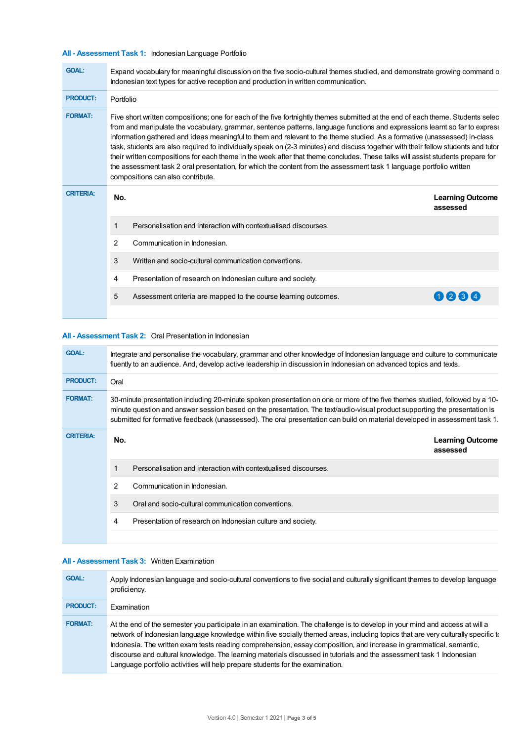### All - Assessment Task 1: Indonesian Language Portfolio

**GOAL:** Expand vocabulary for meaningful discussion on the five socio-cultural themes studied, and demonstrate growing command o Indonesian text types for active reception and production in written communication.

**PRODUCT:** Portfolio

**FORMAT:** Five short written compositions; one for each of the five fortnightly themes submitted at the end of each theme. Students selec from and manipulate the vocabulary, grammar, sentence patterns, language functions and expressions learnt so far to express information gathered and ideas meaningful to them and relevant to the theme studied. As a formative (unassessed) in-class task, students are also required to individually speak on (2-3 minutes) and discuss together with their fellow students and tutor their written compositions for each theme in the week after that theme concludes. These talks will assist students prepare for the assessment task 2 oral presentation, for which the content from the assessment task 1 language portfolio written compositions can also contribute.

**CRITERIA:**

| No. | | Learning Outcome assessed |
|---|---|---|
| 1 | Personalisation and interaction with contextualised discourses. | |
| 2 | Communication in Indonesian. | |
| 3 | Written and socio-cultural communication conventions. | |
| 4 | Presentation of research on Indonesian culture and society. | |
| 5 | Assessment criteria are mapped to the course learning outcomes. | 1 2 3 4 |

### All - Assessment Task 2: Oral Presentation in Indonesian

**GOAL:** Integrate and personalise the vocabulary, grammar and other knowledge of Indonesian language and culture to communicate fluently to an audience. And, develop active leadership in discussion in Indonesian on advanced topics and texts.

**PRODUCT:** Oral

**FORMAT:** 30-minute presentation including 20-minute spoken presentation on one or more of the five themes studied, followed by a 10-minute question and answer session based on the presentation. The text/audio-visual product supporting the presentation is submitted for formative feedback (unassessed). The oral presentation can build on material developed in assessment task 1.

**CRITERIA:**

| No. | | Learning Outcome assessed |
|---|---|---|
| 1 | Personalisation and interaction with contextualised discourses. | |
| 2 | Communication in Indonesian. | |
| 3 | Oral and socio-cultural communication conventions. | |
| 4 | Presentation of research on Indonesian culture and society. | |

### All - Assessment Task 3: Written Examination

**GOAL:** Apply Indonesian language and socio-cultural conventions to five social and culturally significant themes to develop language proficiency.

**PRODUCT:** Examination

**FORMAT:** At the end of the semester you participate in an examination. The challenge is to develop in your mind and access at will a network of Indonesian language knowledge within five socially themed areas, including topics that are very culturally specific to Indonesia. The written exam tests reading comprehension, essay composition, and increase in grammatical, semantic, discourse and cultural knowledge. The learning materials discussed in tutorials and the assessment task 1 Indonesian Language portfolio activities will help prepare students for the examination.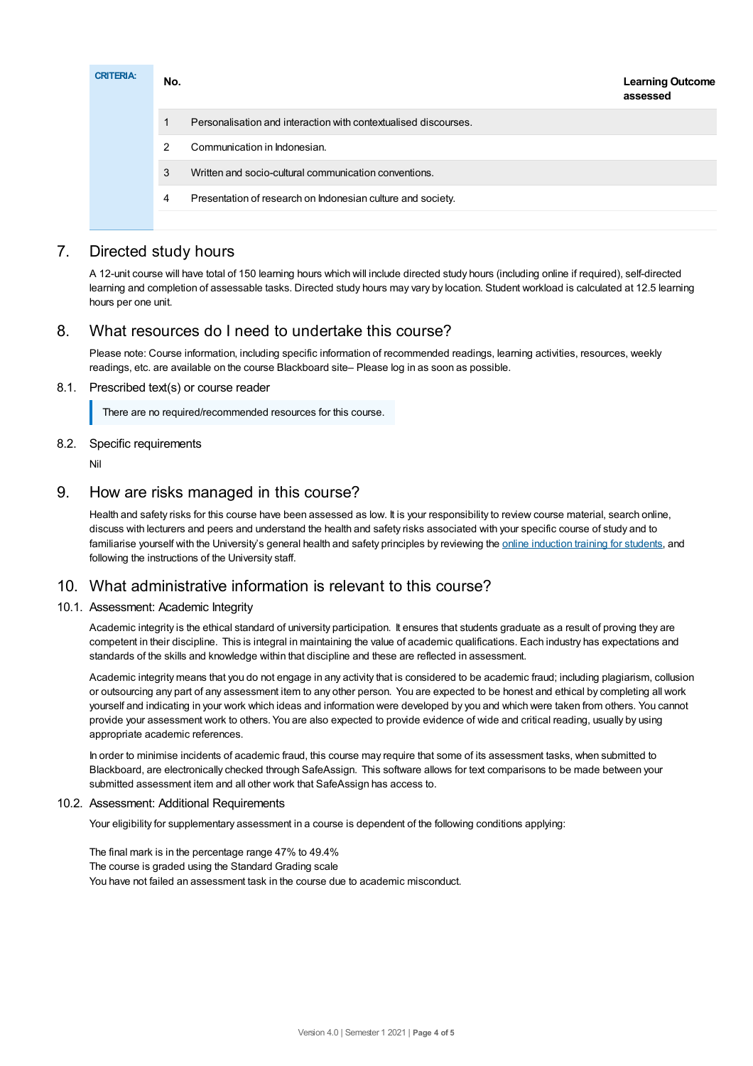| CRITERIA: | No. | | Learning Outcome assessed |
|---|---|---|---|
| | 1 | Personalisation and interaction with contextualised discourses. | |
| | 2 | Communication in Indonesian. | |
| | 3 | Written and socio-cultural communication conventions. | |
| | 4 | Presentation of research on Indonesian culture and society. | |

## 7. Directed study hours

A 12-unit course will have total of 150 learning hours which will include directed study hours (including online if required), self-directed learning and completion of assessable tasks. Directed study hours may vary by location. Student workload is calculated at 12.5 learning hours per one unit.

## 8. What resources do I need to undertake this course?

Please note: Course information, including specific information of recommended readings, learning activities, resources, weekly readings, etc. are available on the course Blackboard site– Please log in as soon as possible.

### 8.1. Prescribed text(s) or course reader

> There are no required/recommended resources for this course.

### 8.2. Specific requirements

Nil

## 9. How are risks managed in this course?

Health and safety risks for this course have been assessed as low. It is your responsibility to review course material, search online, discuss with lecturers and peers and understand the health and safety risks associated with your specific course of study and to familiarise yourself with the University's general health and safety principles by reviewing the online induction training for students, and following the instructions of the University staff.

## 10. What administrative information is relevant to this course?

### 10.1. Assessment: Academic Integrity

Academic integrity is the ethical standard of university participation. It ensures that students graduate as a result of proving they are competent in their discipline. This is integral in maintaining the value of academic qualifications. Each industry has expectations and standards of the skills and knowledge within that discipline and these are reflected in assessment.

Academic integrity means that you do not engage in any activity that is considered to be academic fraud; including plagiarism, collusion or outsourcing any part of any assessment item to any other person. You are expected to be honest and ethical by completing all work yourself and indicating in your work which ideas and information were developed by you and which were taken from others. You cannot provide your assessment work to others. You are also expected to provide evidence of wide and critical reading, usually by using appropriate academic references.

In order to minimise incidents of academic fraud, this course may require that some of its assessment tasks, when submitted to Blackboard, are electronically checked through SafeAssign. This software allows for text comparisons to be made between your submitted assessment item and all other work that SafeAssign has access to.

### 10.2. Assessment: Additional Requirements

Your eligibility for supplementary assessment in a course is dependent of the following conditions applying:

The final mark is in the percentage range 47% to 49.4%
The course is graded using the Standard Grading scale
You have not failed an assessment task in the course due to academic misconduct.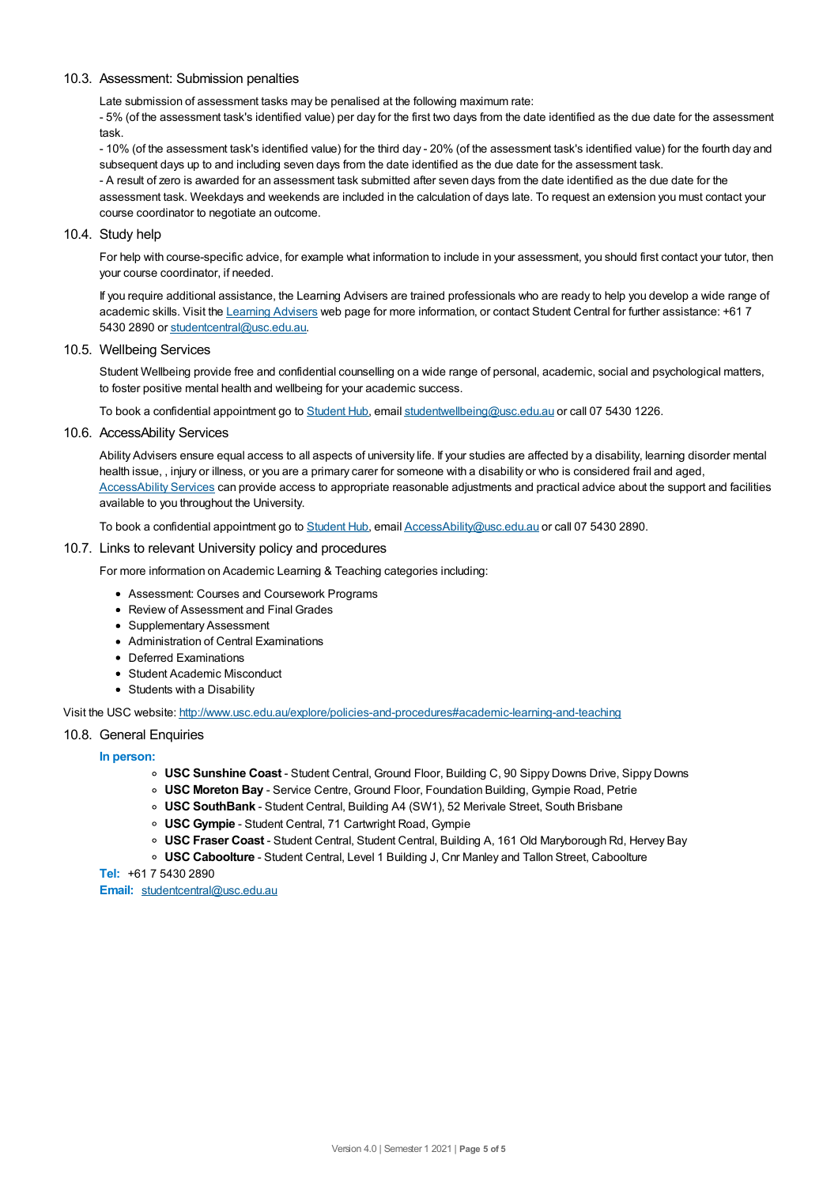### 10.3. Assessment: Submission penalties

Late submission of assessment tasks may be penalised at the following maximum rate:
- 5% (of the assessment task's identified value) per day for the first two days from the date identified as the due date for the assessment task.
- 10% (of the assessment task's identified value) for the third day - 20% (of the assessment task's identified value) for the fourth day and subsequent days up to and including seven days from the date identified as the due date for the assessment task.
- A result of zero is awarded for an assessment task submitted after seven days from the date identified as the due date for the assessment task. Weekdays and weekends are included in the calculation of days late. To request an extension you must contact your course coordinator to negotiate an outcome.

### 10.4. Study help

For help with course-specific advice, for example what information to include in your assessment, you should first contact your tutor, then your course coordinator, if needed.

If you require additional assistance, the Learning Advisers are trained professionals who are ready to help you develop a wide range of academic skills. Visit the [Learning Advisers] web page for more information, or contact Student Central for further assistance: +61 7 5430 2890 or studentcentral@usc.edu.au.

### 10.5. Wellbeing Services

Student Wellbeing provide free and confidential counselling on a wide range of personal, academic, social and psychological matters, to foster positive mental health and wellbeing for your academic success.

To book a confidential appointment go to [Student Hub], email studentwellbeing@usc.edu.au or call 07 5430 1226.

### 10.6. AccessAbility Services

Ability Advisers ensure equal access to all aspects of university life. If your studies are affected by a disability, learning disorder mental health issue, , injury or illness, or you are a primary carer for someone with a disability or who is considered frail and aged, [AccessAbility Services] can provide access to appropriate reasonable adjustments and practical advice about the support and facilities available to you throughout the University.

To book a confidential appointment go to [Student Hub], email AccessAbility@usc.edu.au or call 07 5430 2890.

### 10.7. Links to relevant University policy and procedures

For more information on Academic Learning & Teaching categories including:

- Assessment: Courses and Coursework Programs
- Review of Assessment and Final Grades
- Supplementary Assessment
- Administration of Central Examinations
- Deferred Examinations
- Student Academic Misconduct
- Students with a Disability

Visit the USC website: http://www.usc.edu.au/explore/policies-and-procedures#academic-learning-and-teaching

### 10.8. General Enquiries

**In person:**

- **USC Sunshine Coast** - Student Central, Ground Floor, Building C, 90 Sippy Downs Drive, Sippy Downs
- **USC Moreton Bay** - Service Centre, Ground Floor, Foundation Building, Gympie Road, Petrie
- **USC SouthBank** - Student Central, Building A4 (SW1), 52 Merivale Street, South Brisbane
- **USC Gympie** - Student Central, 71 Cartwright Road, Gympie
- **USC Fraser Coast** - Student Central, Student Central, Building A, 161 Old Maryborough Rd, Hervey Bay
- **USC Caboolture** - Student Central, Level 1 Building J, Cnr Manley and Tallon Street, Caboolture

**Tel:** +61 7 5430 2890

**Email:** studentcentral@usc.edu.au